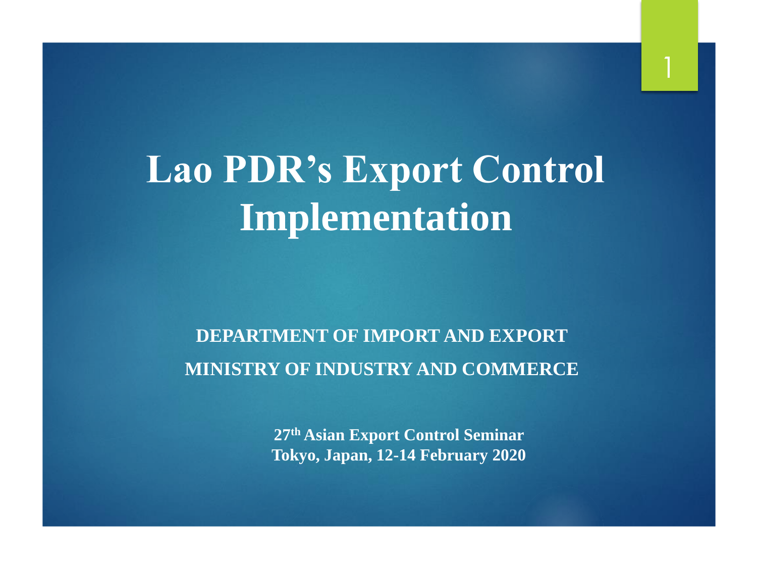# Lao PDR's Export Control Implementation

**DEPARTMENT OF IMPORT AND EXPORT**

**MINISTRY OF INDUSTRY AND COMMERCE**

**27th Asian Export Control Seminar**
**Tokyo, Japan, 12-14 February 2020**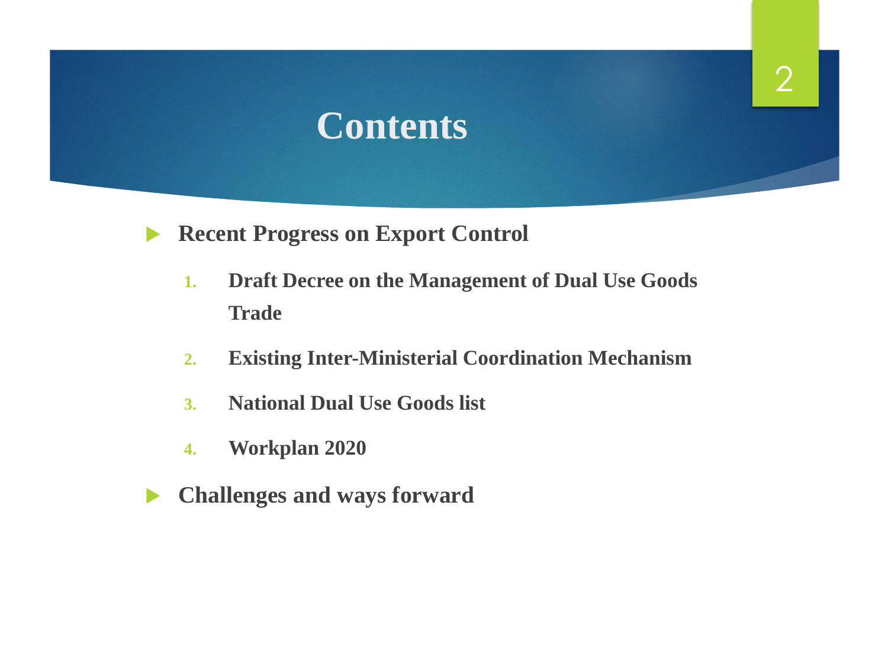# Contents

- **Recent Progress on Export Control**
  1. **Draft Decree on the Management of Dual Use Goods Trade**
  2. **Existing Inter-Ministerial Coordination Mechanism**
  3. **National Dual Use Goods list**
  4. **Workplan 2020**
- **Challenges and ways forward**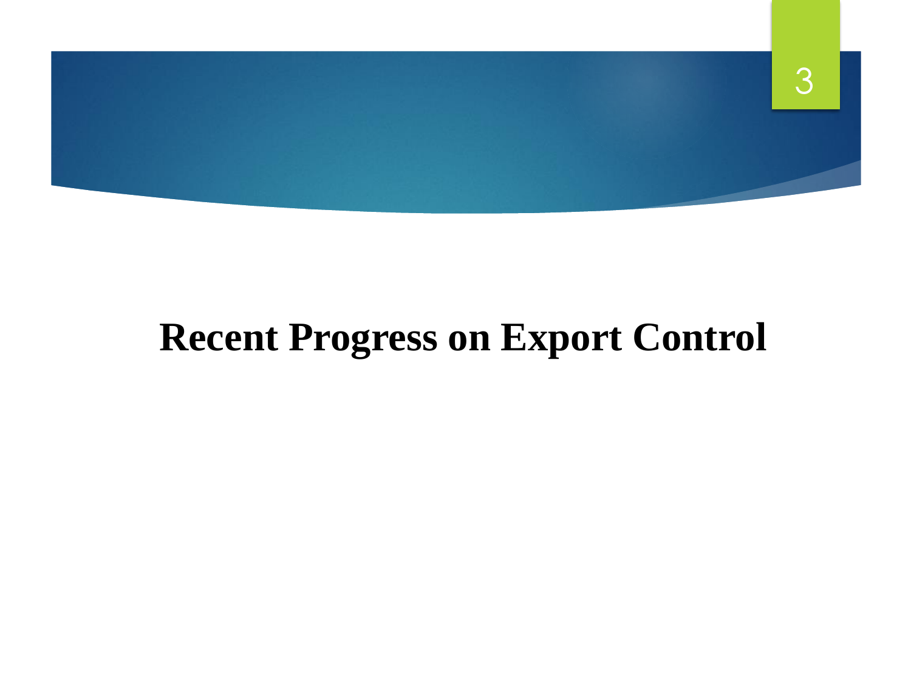# Recent Progress on Export Control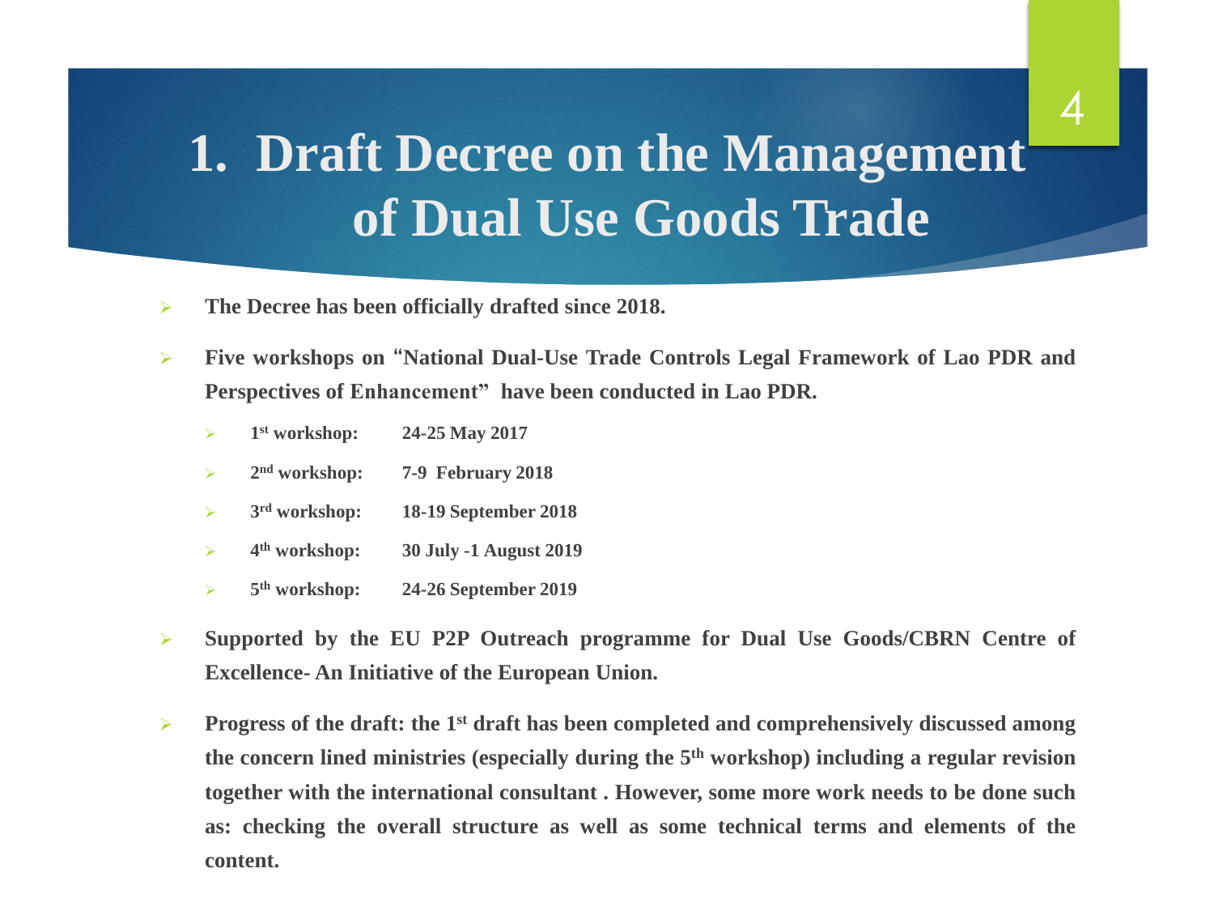# 1. Draft Decree on the Management of Dual Use Goods Trade

- **The Decree has been officially drafted since 2018.**
- **Five workshops on "National Dual-Use Trade Controls Legal Framework of Lao PDR and Perspectives of Enhancement" have been conducted in Lao PDR.**
  - **1st workshop: 24-25 May 2017**
  - **2nd workshop: 7-9 February 2018**
  - **3rd workshop: 18-19 September 2018**
  - **4th workshop: 30 July -1 August 2019**
  - **5th workshop: 24-26 September 2019**
- **Supported by the EU P2P Outreach programme for Dual Use Goods/CBRN Centre of Excellence- An Initiative of the European Union.**
- **Progress of the draft: the 1st draft has been completed and comprehensively discussed among the concern lined ministries (especially during the 5th workshop) including a regular revision together with the international consultant . However, some more work needs to be done such as: checking the overall structure as well as some technical terms and elements of the content.**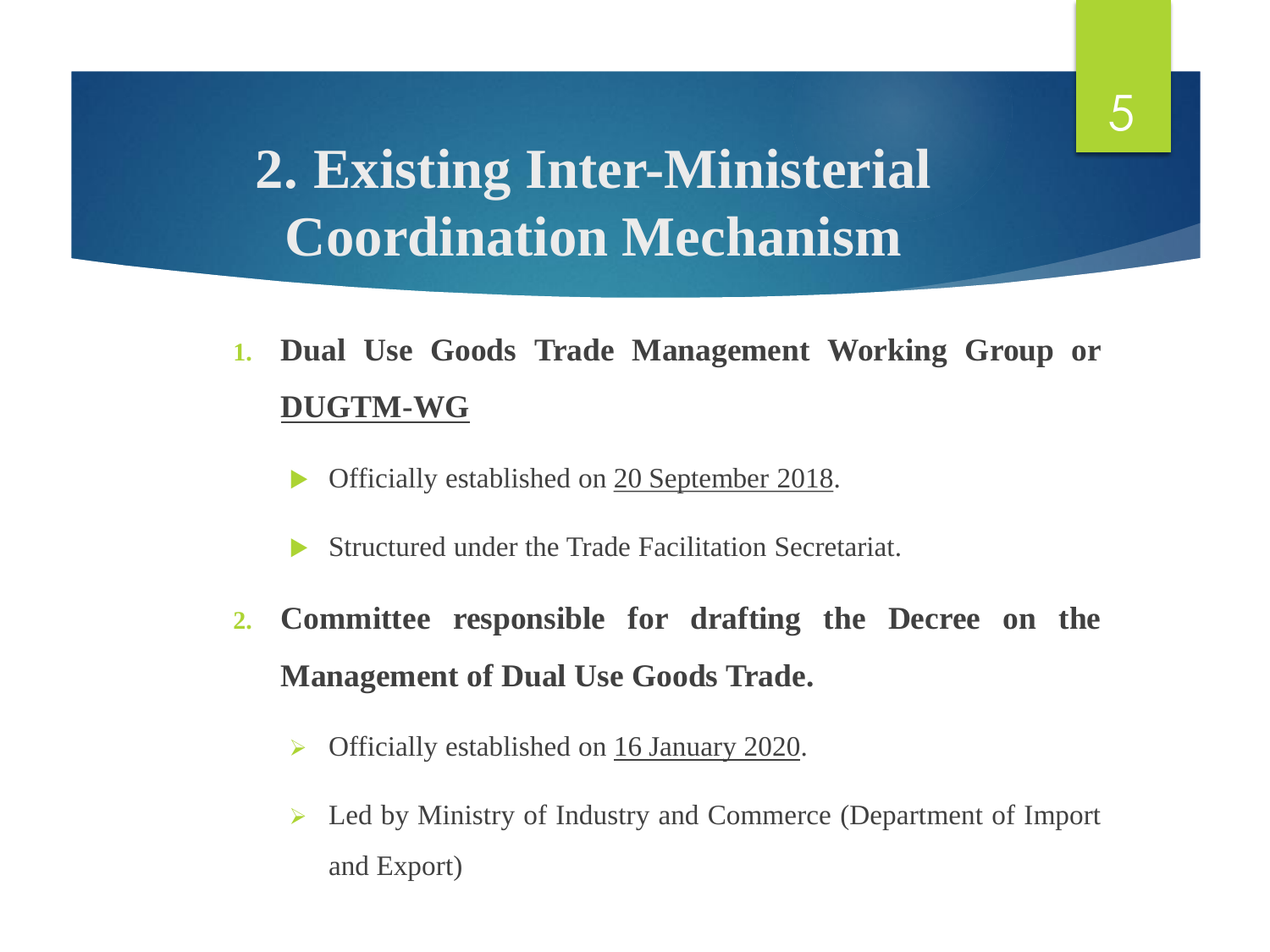# 2. Existing Inter-Ministerial Coordination Mechanism

1. **Dual Use Goods Trade Management Working Group or <u>DUGTM-WG</u>**
   - Officially established on <u>20 September 2018</u>.
   - Structured under the Trade Facilitation Secretariat.
2. **Committee responsible for drafting the Decree on the Management of Dual Use Goods Trade.**
   - Officially established on <u>16 January 2020</u>.
   - Led by Ministry of Industry and Commerce (Department of Import and Export)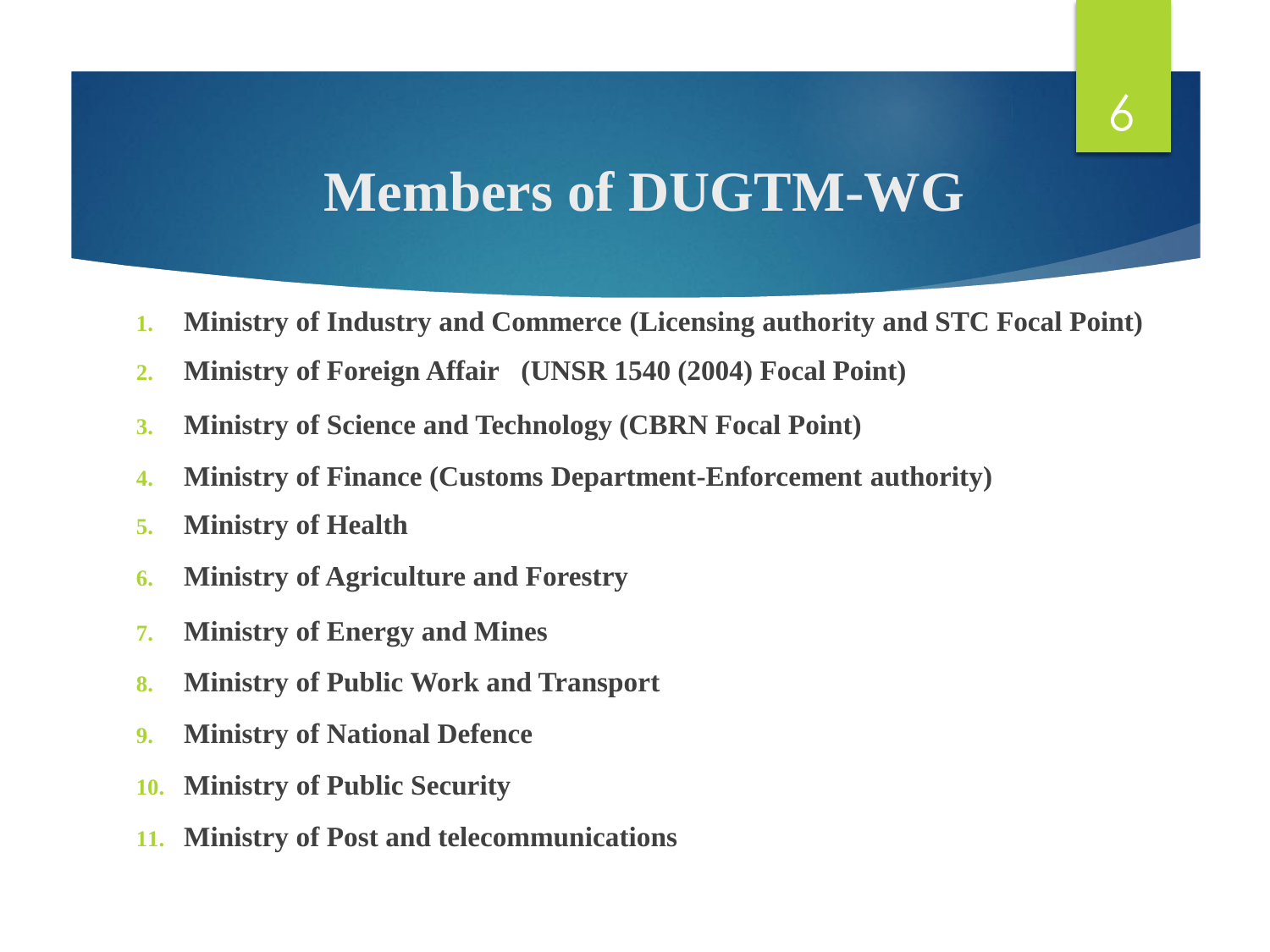# Members of DUGTM-WG

1. **Ministry of Industry and Commerce (Licensing authority and STC Focal Point)**
2. **Ministry of Foreign Affair (UNSR 1540 (2004) Focal Point)**
3. **Ministry of Science and Technology (CBRN Focal Point)**
4. **Ministry of Finance (Customs Department-Enforcement authority)**
5. **Ministry of Health**
6. **Ministry of Agriculture and Forestry**
7. **Ministry of Energy and Mines**
8. **Ministry of Public Work and Transport**
9. **Ministry of National Defence**
10. **Ministry of Public Security**
11. **Ministry of Post and telecommunications**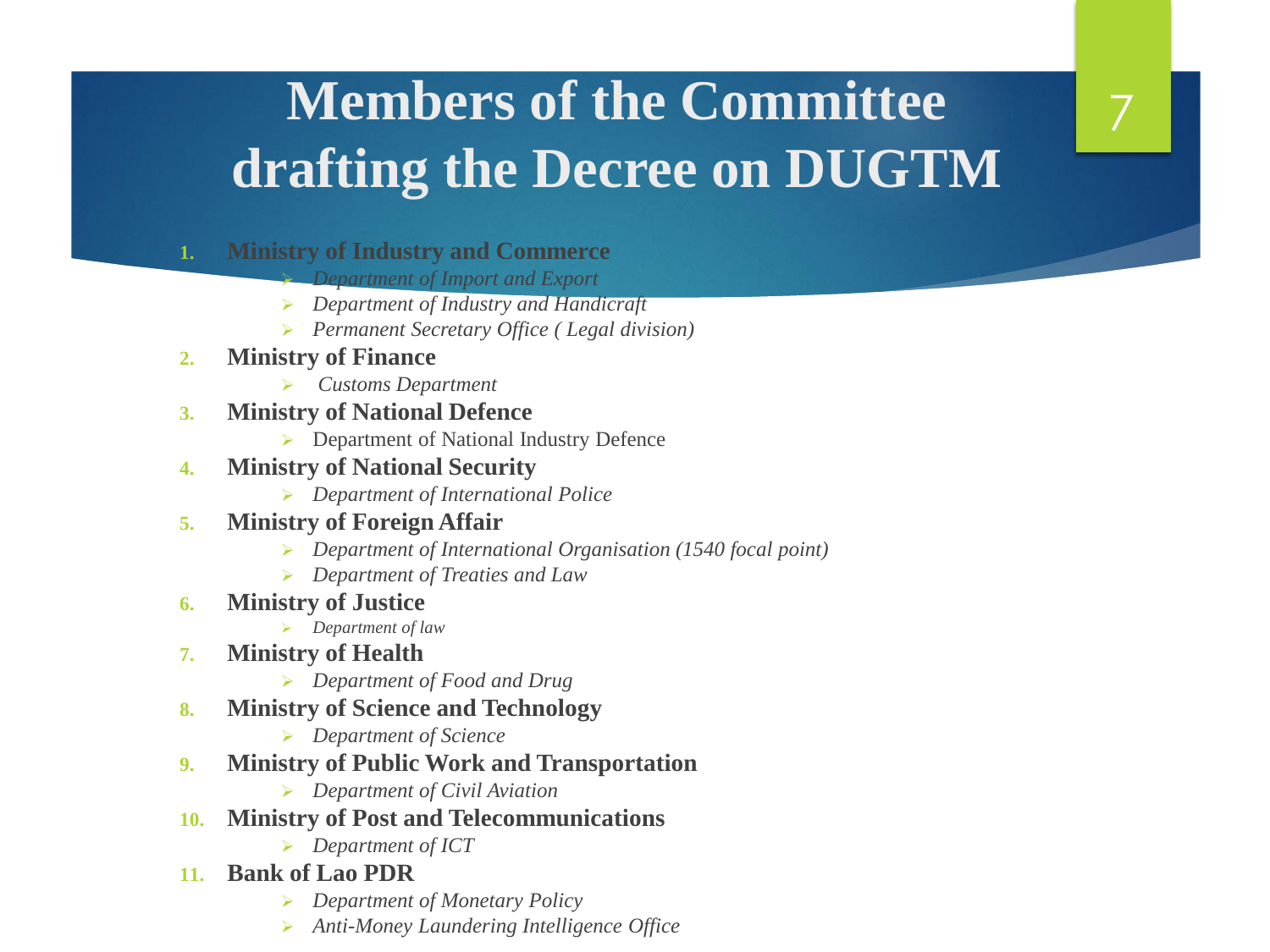# Members of the Committee drafting the Decree on DUGTM

1. **Ministry of Industry and Commerce**
   - *Department of Import and Export*
   - *Department of Industry and Handicraft*
   - *Permanent Secretary Office ( Legal division)*
2. **Ministry of Finance**
   - *Customs Department*
3. **Ministry of National Defence**
   - Department of National Industry Defence
4. **Ministry of National Security**
   - *Department of International Police*
5. **Ministry of Foreign Affair**
   - *Department of International Organisation (1540 focal point)*
   - *Department of Treaties and Law*
6. **Ministry of Justice**
   - *Department of law*
7. **Ministry of Health**
   - *Department of Food and Drug*
8. **Ministry of Science and Technology**
   - *Department of Science*
9. **Ministry of Public Work and Transportation**
   - *Department of Civil Aviation*
10. **Ministry of Post and Telecommunications**
    - *Department of ICT*
11. **Bank of Lao PDR**
    - *Department of Monetary Policy*
    - *Anti-Money Laundering Intelligence Office*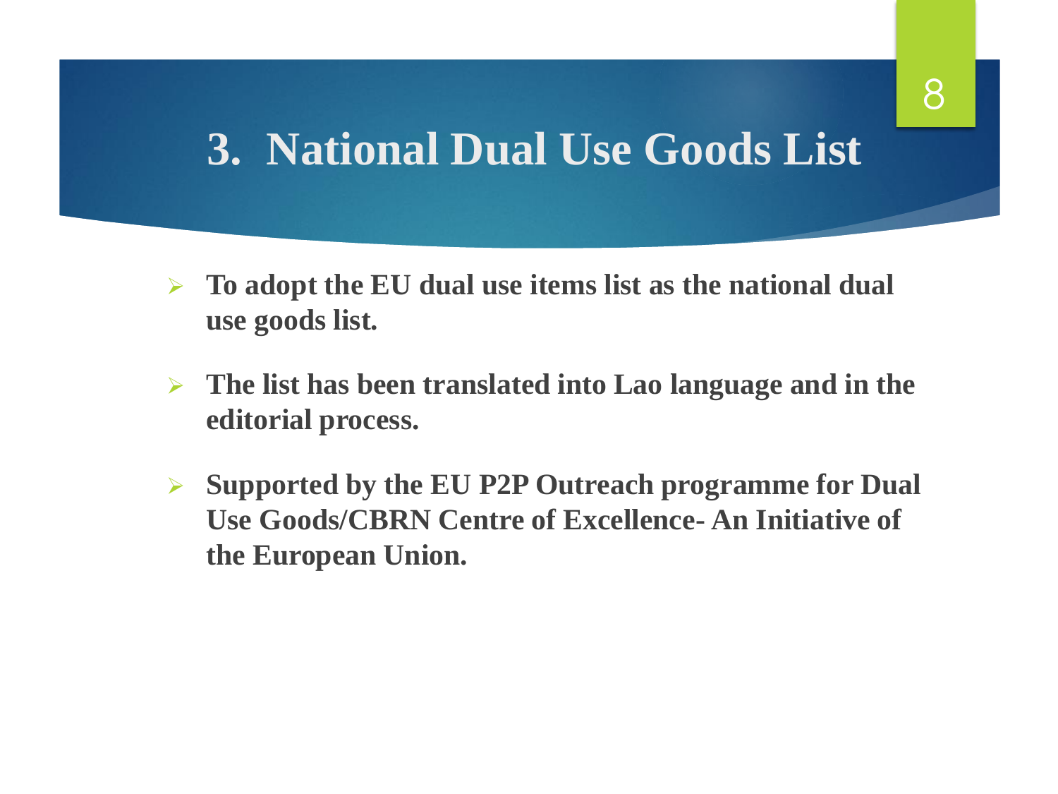# 3. National Dual Use Goods List

- **To adopt the EU dual use items list as the national dual use goods list.**
- **The list has been translated into Lao language and in the editorial process.**
- **Supported by the EU P2P Outreach programme for Dual Use Goods/CBRN Centre of Excellence- An Initiative of the European Union.**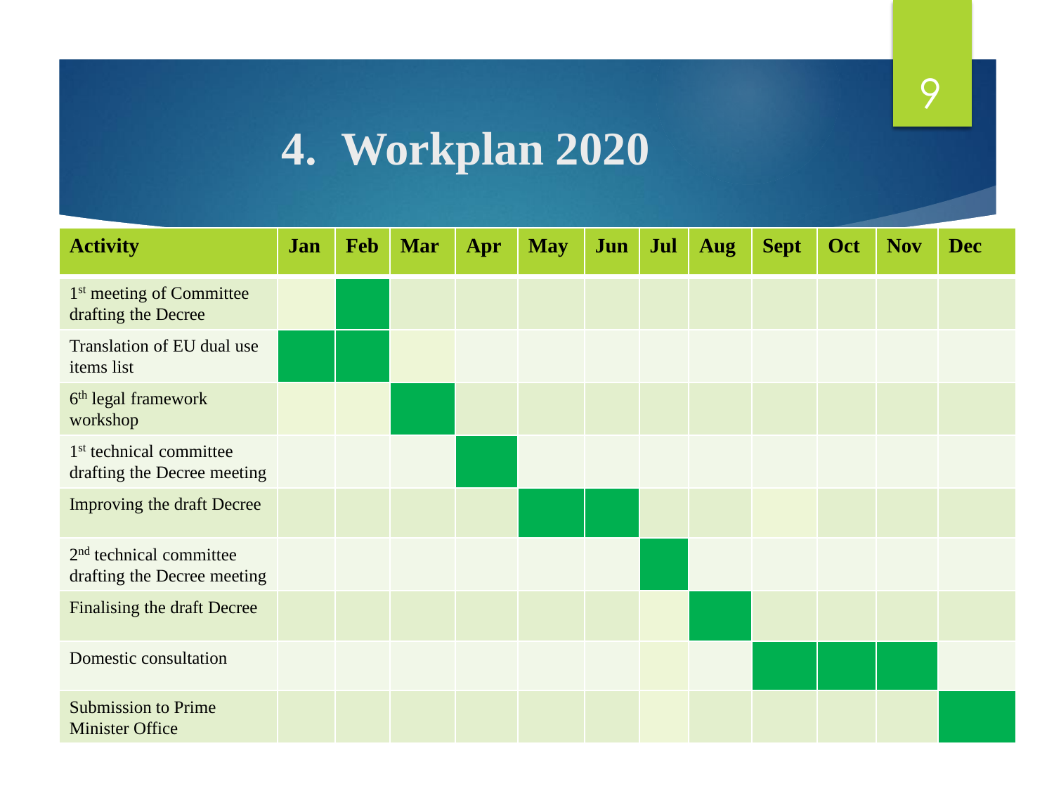# 4. Workplan 2020

| Activity | Jan | Feb | Mar | Apr | May | Jun | Jul | Aug | Sept | Oct | Nov | Dec |
|---|---|---|---|---|---|---|---|---|---|---|---|---|
| 1st meeting of Committee drafting the Decree | | ■ | | | | | | | | | | |
| Translation of EU dual use items list | ■ | ■ | | | | | | | | | | |
| 6th legal framework workshop | | | ■ | | | | | | | | | |
| 1st technical committee drafting the Decree meeting | | | | ■ | | | | | | | | |
| Improving the draft Decree | | | | | ■ | ■ | | | | | | |
| 2nd technical committee drafting the Decree meeting | | | | | | | ■ | | | | | |
| Finalising the draft Decree | | | | | | | | ■ | | | | |
| Domestic consultation | | | | | | | | | ■ | ■ | ■ | |
| Submission to Prime Minister Office | | | | | | | | | | | | ■ |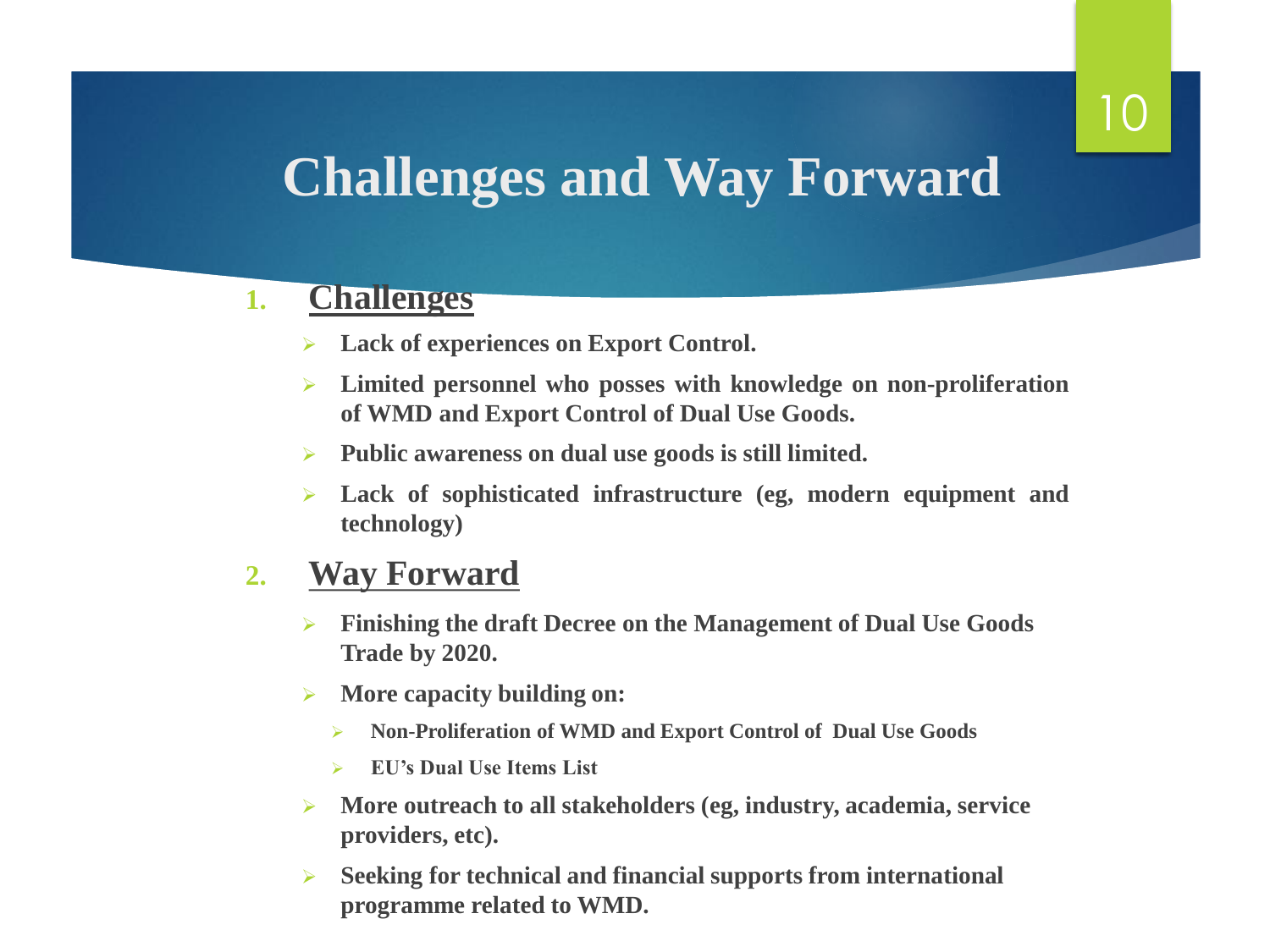# Challenges and Way Forward

1. **Challenges**

   - **Lack of experiences on Export Control.**
   - **Limited personnel who posses with knowledge on non-proliferation of WMD and Export Control of Dual Use Goods.**
   - **Public awareness on dual use goods is still limited.**
   - **Lack of sophisticated infrastructure (eg, modern equipment and technology)**

2. **Way Forward**

   - **Finishing the draft Decree on the Management of Dual Use Goods Trade by 2020.**
   - **More capacity building on:**
     - **Non-Proliferation of WMD and Export Control of Dual Use Goods**
     - **EU's Dual Use Items List**
   - **More outreach to all stakeholders (eg, industry, academia, service providers, etc).**
   - **Seeking for technical and financial supports from international programme related to WMD.**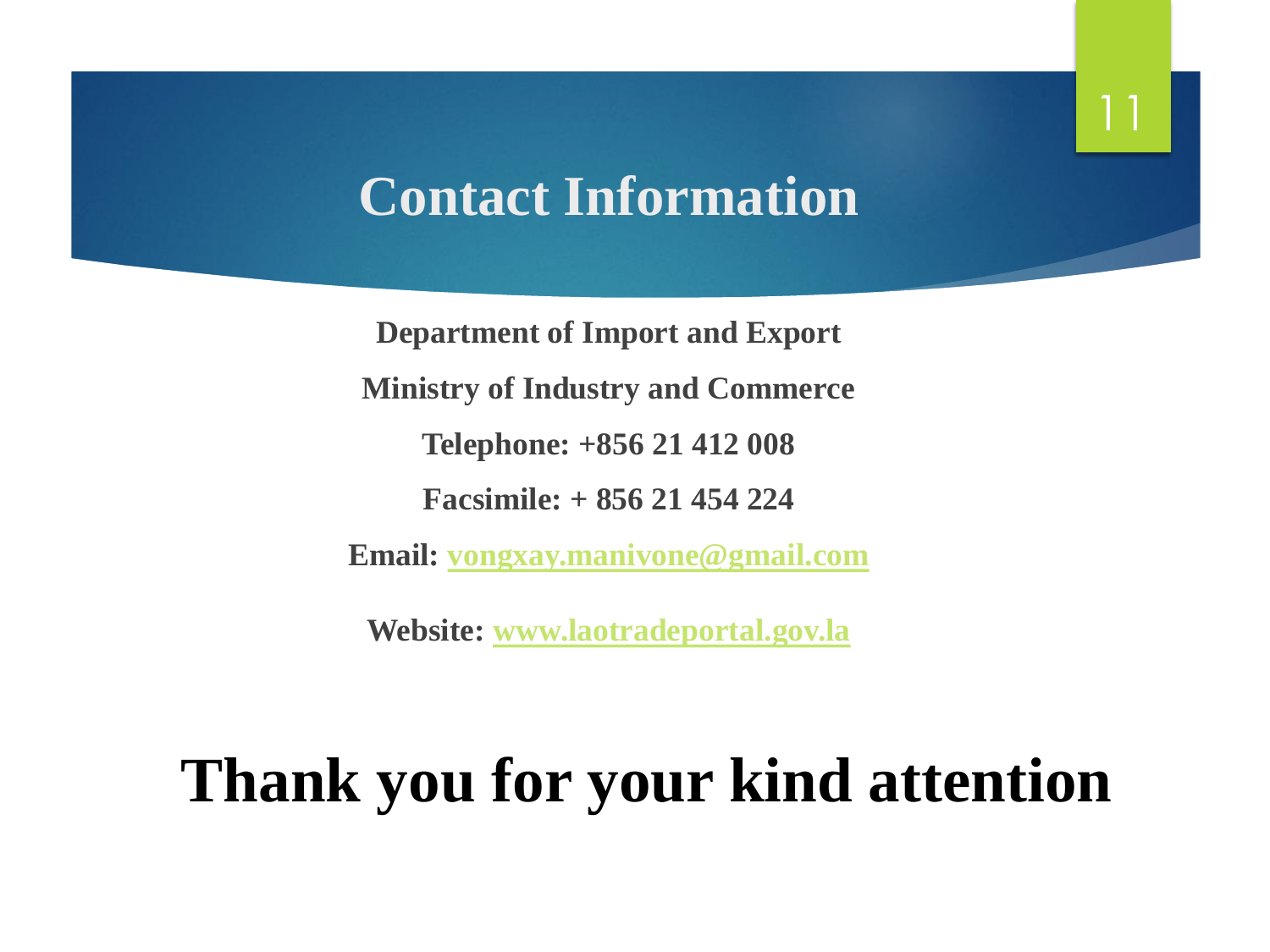# Contact Information

**Department of Import and Export**

**Ministry of Industry and Commerce**

**Telephone: +856 21 412 008**

**Facsimile: + 856 21 454 224**

**Email: vongxay.manivone@gmail.com**

**Website: www.laotradeportal.gov.la**

# Thank you for your kind attention